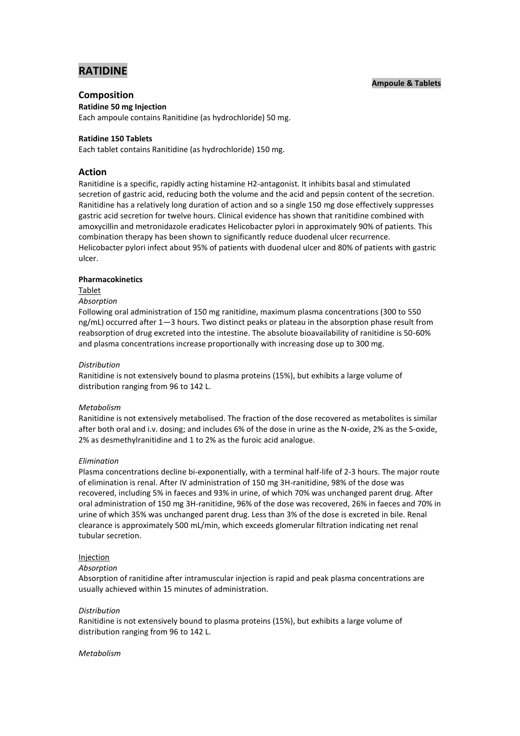# RATIDINE

**Ampoule & Tablets**

## Composition

**Ratidine 50 mg Injection**

Each ampoule contains Ranitidine (as hydrochloride) 50 mg.

**Ratidine 150 Tablets**

Each tablet contains Ranitidine (as hydrochloride) 150 mg.

## Action

Ranitidine is a specific, rapidly acting histamine H2-antagonist. It inhibits basal and stimulated secretion of gastric acid, reducing both the volume and the acid and pepsin content of the secretion. Ranitidine has a relatively long duration of action and so a single 150 mg dose effectively suppresses gastric acid secretion for twelve hours. Clinical evidence has shown that ranitidine combined with amoxycillin and metronidazole eradicates Helicobacter pylori in approximately 90% of patients. This combination therapy has been shown to significantly reduce duodenal ulcer recurrence. Helicobacter pylori infect about 95% of patients with duodenal ulcer and 80% of patients with gastric ulcer.

**Pharmacokinetics**

Tablet

*Absorption*

Following oral administration of 150 mg ranitidine, maximum plasma concentrations (300 to 550 ng/mL) occurred after 1—3 hours. Two distinct peaks or plateau in the absorption phase result from reabsorption of drug excreted into the intestine. The absolute bioavailability of ranitidine is 50-60% and plasma concentrations increase proportionally with increasing dose up to 300 mg.

*Distribution*

Ranitidine is not extensively bound to plasma proteins (15%), but exhibits a large volume of distribution ranging from 96 to 142 L.

*Metabolism*

Ranitidine is not extensively metabolised. The fraction of the dose recovered as metabolites is similar after both oral and i.v. dosing; and includes 6% of the dose in urine as the N-oxide, 2% as the S-oxide, 2% as desmethylranitidine and 1 to 2% as the furoic acid analogue.

*Elimination*

Plasma concentrations decline bi-exponentially, with a terminal half-life of 2-3 hours. The major route of elimination is renal. After IV administration of 150 mg 3H-ranitidine, 98% of the dose was recovered, including 5% in faeces and 93% in urine, of which 70% was unchanged parent drug. After oral administration of 150 mg 3H-ranitidine, 96% of the dose was recovered, 26% in faeces and 70% in urine of which 35% was unchanged parent drug. Less than 3% of the dose is excreted in bile. Renal clearance is approximately 500 mL/min, which exceeds glomerular filtration indicating net renal tubular secretion.

Injection

*Absorption*

Absorption of ranitidine after intramuscular injection is rapid and peak plasma concentrations are usually achieved within 15 minutes of administration.

*Distribution*

Ranitidine is not extensively bound to plasma proteins (15%), but exhibits a large volume of distribution ranging from 96 to 142 L.

*Metabolism*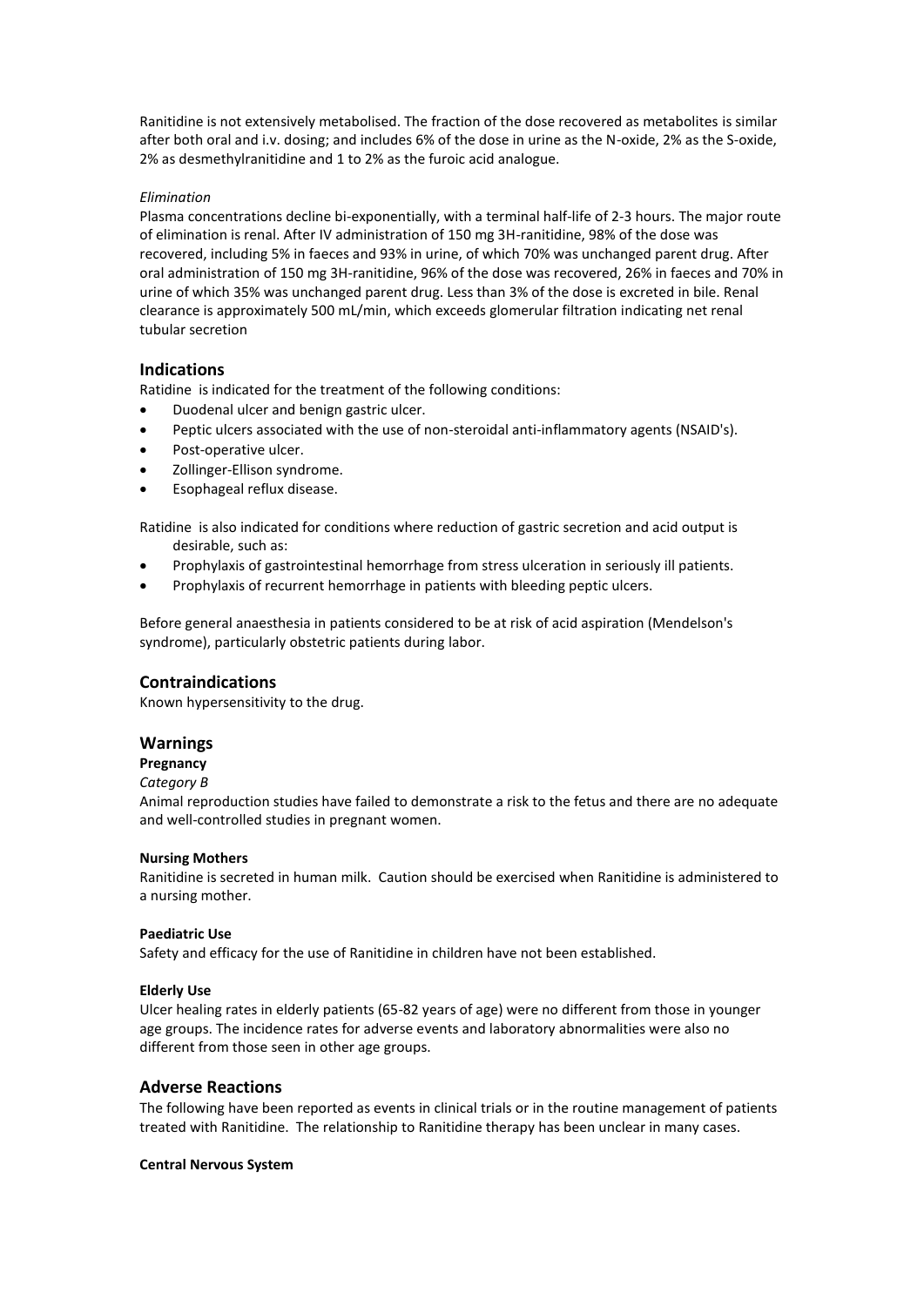Ranitidine is not extensively metabolised. The fraction of the dose recovered as metabolites is similar after both oral and i.v. dosing; and includes 6% of the dose in urine as the N-oxide, 2% as the S-oxide, 2% as desmethylranitidine and 1 to 2% as the furoic acid analogue.

*Elimination*

Plasma concentrations decline bi-exponentially, with a terminal half-life of 2-3 hours. The major route of elimination is renal. After IV administration of 150 mg 3H-ranitidine, 98% of the dose was recovered, including 5% in faeces and 93% in urine, of which 70% was unchanged parent drug. After oral administration of 150 mg 3H-ranitidine, 96% of the dose was recovered, 26% in faeces and 70% in urine of which 35% was unchanged parent drug. Less than 3% of the dose is excreted in bile. Renal clearance is approximately 500 mL/min, which exceeds glomerular filtration indicating net renal tubular secretion

## Indications

Ratidine is indicated for the treatment of the following conditions:

- Duodenal ulcer and benign gastric ulcer.
- Peptic ulcers associated with the use of non-steroidal anti-inflammatory agents (NSAID's).
- Post-operative ulcer.
- Zollinger-Ellison syndrome.
- Esophageal reflux disease.

Ratidine is also indicated for conditions where reduction of gastric secretion and acid output is desirable, such as:

- Prophylaxis of gastrointestinal hemorrhage from stress ulceration in seriously ill patients.
- Prophylaxis of recurrent hemorrhage in patients with bleeding peptic ulcers.

Before general anaesthesia in patients considered to be at risk of acid aspiration (Mendelson's syndrome), particularly obstetric patients during labor.

## Contraindications

Known hypersensitivity to the drug.

## Warnings

**Pregnancy**

*Category B*

Animal reproduction studies have failed to demonstrate a risk to the fetus and there are no adequate and well-controlled studies in pregnant women.

**Nursing Mothers**

Ranitidine is secreted in human milk. Caution should be exercised when Ranitidine is administered to a nursing mother.

**Paediatric Use**

Safety and efficacy for the use of Ranitidine in children have not been established.

**Elderly Use**

Ulcer healing rates in elderly patients (65-82 years of age) were no different from those in younger age groups. The incidence rates for adverse events and laboratory abnormalities were also no different from those seen in other age groups.

## Adverse Reactions

The following have been reported as events in clinical trials or in the routine management of patients treated with Ranitidine. The relationship to Ranitidine therapy has been unclear in many cases.

**Central Nervous System**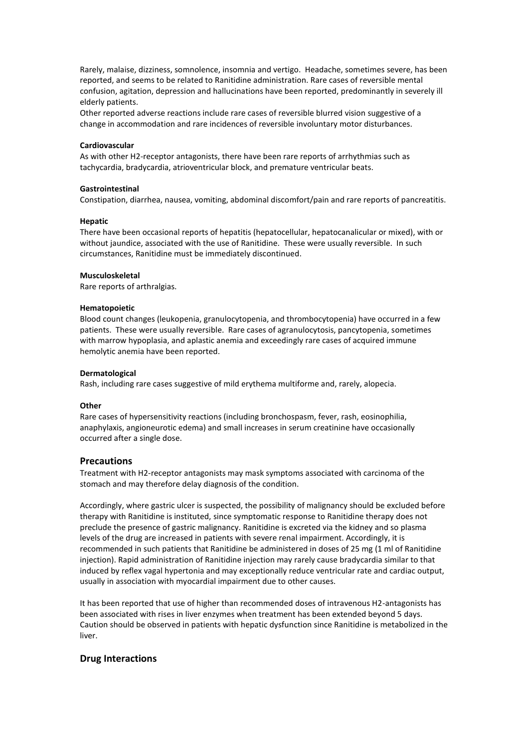Rarely, malaise, dizziness, somnolence, insomnia and vertigo. Headache, sometimes severe, has been reported, and seems to be related to Ranitidine administration. Rare cases of reversible mental confusion, agitation, depression and hallucinations have been reported, predominantly in severely ill elderly patients.

Other reported adverse reactions include rare cases of reversible blurred vision suggestive of a change in accommodation and rare incidences of reversible involuntary motor disturbances.

**Cardiovascular**

As with other H2-receptor antagonists, there have been rare reports of arrhythmias such as tachycardia, bradycardia, atrioventricular block, and premature ventricular beats.

**Gastrointestinal**

Constipation, diarrhea, nausea, vomiting, abdominal discomfort/pain and rare reports of pancreatitis.

**Hepatic**

There have been occasional reports of hepatitis (hepatocellular, hepatocanalicular or mixed), with or without jaundice, associated with the use of Ranitidine. These were usually reversible. In such circumstances, Ranitidine must be immediately discontinued.

**Musculoskeletal**

Rare reports of arthralgias.

**Hematopoietic**

Blood count changes (leukopenia, granulocytopenia, and thrombocytopenia) have occurred in a few patients. These were usually reversible. Rare cases of agranulocytosis, pancytopenia, sometimes with marrow hypoplasia, and aplastic anemia and exceedingly rare cases of acquired immune hemolytic anemia have been reported.

**Dermatological**

Rash, including rare cases suggestive of mild erythema multiforme and, rarely, alopecia.

**Other**

Rare cases of hypersensitivity reactions (including bronchospasm, fever, rash, eosinophilia, anaphylaxis, angioneurotic edema) and small increases in serum creatinine have occasionally occurred after a single dose.

## Precautions

Treatment with H2-receptor antagonists may mask symptoms associated with carcinoma of the stomach and may therefore delay diagnosis of the condition.

Accordingly, where gastric ulcer is suspected, the possibility of malignancy should be excluded before therapy with Ranitidine is instituted, since symptomatic response to Ranitidine therapy does not preclude the presence of gastric malignancy. Ranitidine is excreted via the kidney and so plasma levels of the drug are increased in patients with severe renal impairment. Accordingly, it is recommended in such patients that Ranitidine be administered in doses of 25 mg (1 ml of Ranitidine injection). Rapid administration of Ranitidine injection may rarely cause bradycardia similar to that induced by reflex vagal hypertonia and may exceptionally reduce ventricular rate and cardiac output, usually in association with myocardial impairment due to other causes.

It has been reported that use of higher than recommended doses of intravenous H2-antagonists has been associated with rises in liver enzymes when treatment has been extended beyond 5 days. Caution should be observed in patients with hepatic dysfunction since Ranitidine is metabolized in the liver.

## Drug Interactions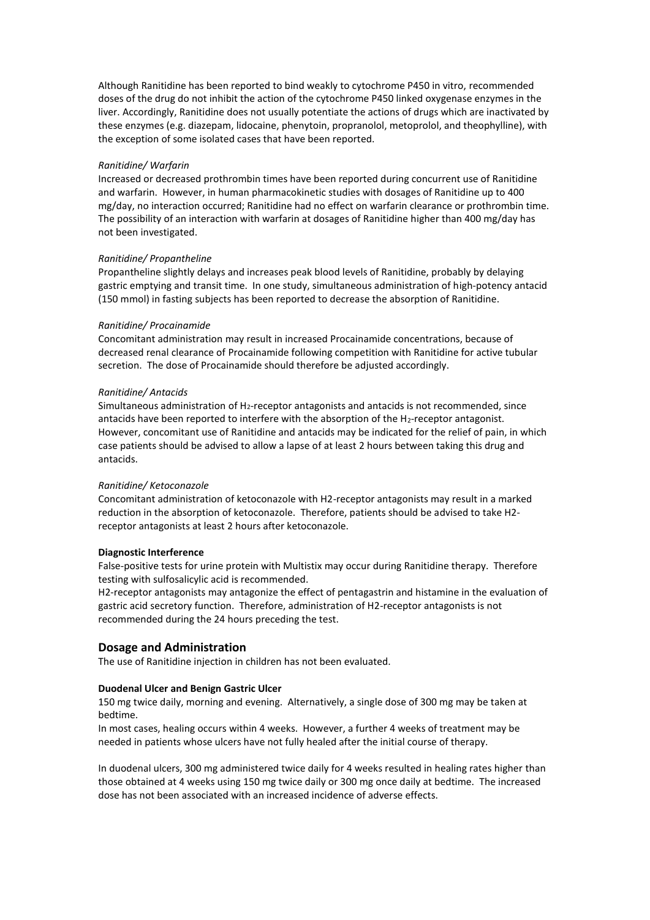Although Ranitidine has been reported to bind weakly to cytochrome P450 in vitro, recommended doses of the drug do not inhibit the action of the cytochrome P450 linked oxygenase enzymes in the liver. Accordingly, Ranitidine does not usually potentiate the actions of drugs which are inactivated by these enzymes (e.g. diazepam, lidocaine, phenytoin, propranolol, metoprolol, and theophylline), with the exception of some isolated cases that have been reported.

*Ranitidine/ Warfarin*

Increased or decreased prothrombin times have been reported during concurrent use of Ranitidine and warfarin. However, in human pharmacokinetic studies with dosages of Ranitidine up to 400 mg/day, no interaction occurred; Ranitidine had no effect on warfarin clearance or prothrombin time. The possibility of an interaction with warfarin at dosages of Ranitidine higher than 400 mg/day has not been investigated.

*Ranitidine/ Propantheline*

Propantheline slightly delays and increases peak blood levels of Ranitidine, probably by delaying gastric emptying and transit time. In one study, simultaneous administration of high-potency antacid (150 mmol) in fasting subjects has been reported to decrease the absorption of Ranitidine.

*Ranitidine/ Procainamide*

Concomitant administration may result in increased Procainamide concentrations, because of decreased renal clearance of Procainamide following competition with Ranitidine for active tubular secretion. The dose of Procainamide should therefore be adjusted accordingly.

*Ranitidine/ Antacids*

Simultaneous administration of $H_2$-receptor antagonists and antacids is not recommended, since antacids have been reported to interfere with the absorption of the $H_2$-receptor antagonist. However, concomitant use of Ranitidine and antacids may be indicated for the relief of pain, in which case patients should be advised to allow a lapse of at least 2 hours between taking this drug and antacids.

*Ranitidine/ Ketoconazole*

Concomitant administration of ketoconazole with H2-receptor antagonists may result in a marked reduction in the absorption of ketoconazole. Therefore, patients should be advised to take H2-receptor antagonists at least 2 hours after ketoconazole.

**Diagnostic Interference**

False-positive tests for urine protein with Multistix may occur during Ranitidine therapy. Therefore testing with sulfosalicylic acid is recommended.

H2-receptor antagonists may antagonize the effect of pentagastrin and histamine in the evaluation of gastric acid secretory function. Therefore, administration of H2-receptor antagonists is not recommended during the 24 hours preceding the test.

## Dosage and Administration

The use of Ranitidine injection in children has not been evaluated.

**Duodenal Ulcer and Benign Gastric Ulcer**

150 mg twice daily, morning and evening. Alternatively, a single dose of 300 mg may be taken at bedtime.

In most cases, healing occurs within 4 weeks. However, a further 4 weeks of treatment may be needed in patients whose ulcers have not fully healed after the initial course of therapy.

In duodenal ulcers, 300 mg administered twice daily for 4 weeks resulted in healing rates higher than those obtained at 4 weeks using 150 mg twice daily or 300 mg once daily at bedtime. The increased dose has not been associated with an increased incidence of adverse effects.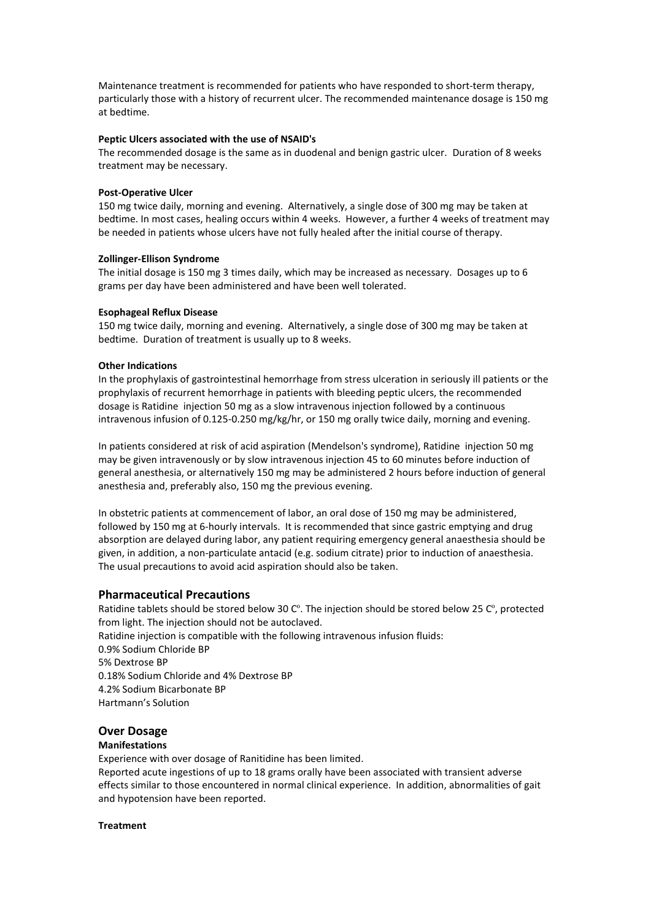Maintenance treatment is recommended for patients who have responded to short-term therapy, particularly those with a history of recurrent ulcer. The recommended maintenance dosage is 150 mg at bedtime.

**Peptic Ulcers associated with the use of NSAID's**

The recommended dosage is the same as in duodenal and benign gastric ulcer. Duration of 8 weeks treatment may be necessary.

**Post-Operative Ulcer**

150 mg twice daily, morning and evening. Alternatively, a single dose of 300 mg may be taken at bedtime. In most cases, healing occurs within 4 weeks. However, a further 4 weeks of treatment may be needed in patients whose ulcers have not fully healed after the initial course of therapy.

**Zollinger-Ellison Syndrome**

The initial dosage is 150 mg 3 times daily, which may be increased as necessary. Dosages up to 6 grams per day have been administered and have been well tolerated.

**Esophageal Reflux Disease**

150 mg twice daily, morning and evening. Alternatively, a single dose of 300 mg may be taken at bedtime. Duration of treatment is usually up to 8 weeks.

**Other Indications**

In the prophylaxis of gastrointestinal hemorrhage from stress ulceration in seriously ill patients or the prophylaxis of recurrent hemorrhage in patients with bleeding peptic ulcers, the recommended dosage is Ratidine injection 50 mg as a slow intravenous injection followed by a continuous intravenous infusion of 0.125-0.250 mg/kg/hr, or 150 mg orally twice daily, morning and evening.

In patients considered at risk of acid aspiration (Mendelson's syndrome), Ratidine injection 50 mg may be given intravenously or by slow intravenous injection 45 to 60 minutes before induction of general anesthesia, or alternatively 150 mg may be administered 2 hours before induction of general anesthesia and, preferably also, 150 mg the previous evening.

In obstetric patients at commencement of labor, an oral dose of 150 mg may be administered, followed by 150 mg at 6-hourly intervals. It is recommended that since gastric emptying and drug absorption are delayed during labor, any patient requiring emergency general anaesthesia should be given, in addition, a non-particulate antacid (e.g. sodium citrate) prior to induction of anaesthesia. The usual precautions to avoid acid aspiration should also be taken.

## Pharmaceutical Precautions

Ratidine tablets should be stored below 30 C°. The injection should be stored below 25 C°, protected from light. The injection should not be autoclaved.

Ratidine injection is compatible with the following intravenous infusion fluids:

0.9% Sodium Chloride BP

5% Dextrose BP

0.18% Sodium Chloride and 4% Dextrose BP

4.2% Sodium Bicarbonate BP

Hartmann's Solution

## Over Dosage

**Manifestations**

Experience with over dosage of Ranitidine has been limited.

Reported acute ingestions of up to 18 grams orally have been associated with transient adverse effects similar to those encountered in normal clinical experience. In addition, abnormalities of gait and hypotension have been reported.

**Treatment**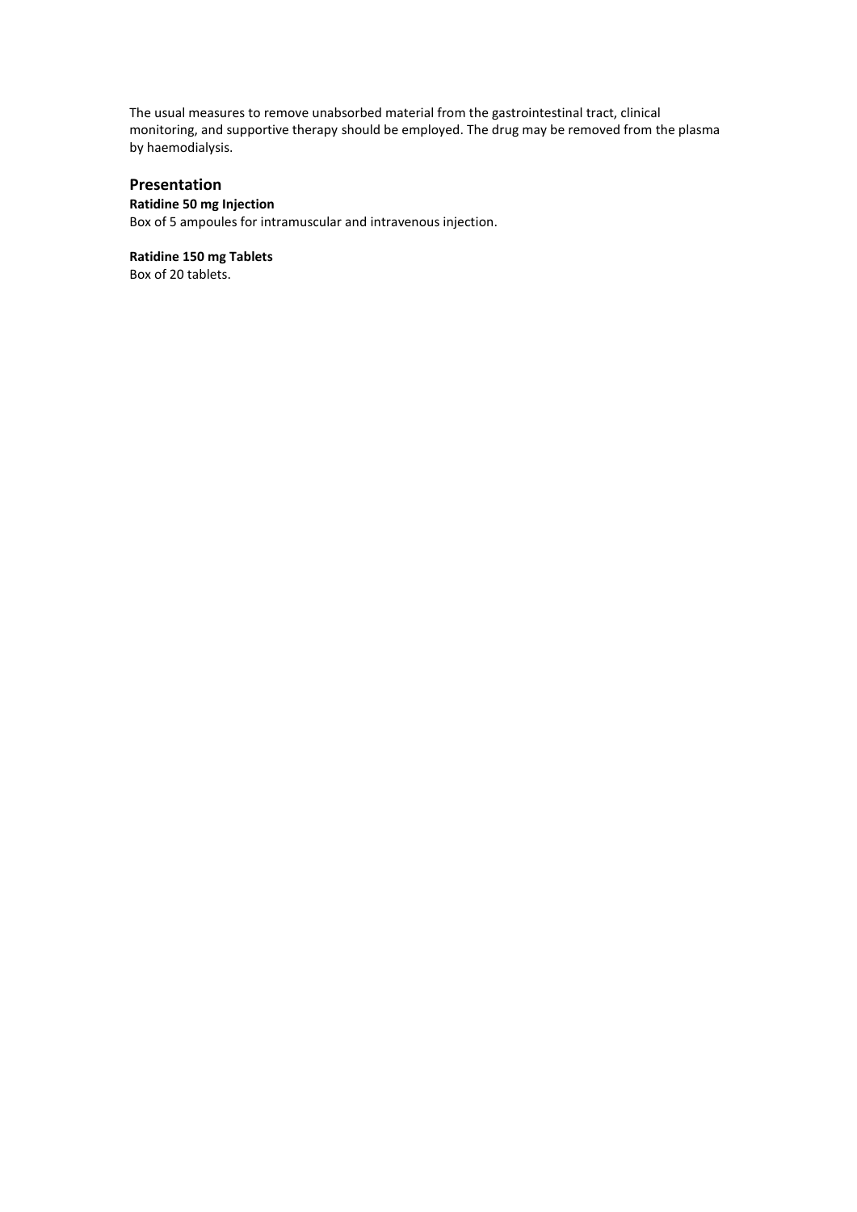The usual measures to remove unabsorbed material from the gastrointestinal tract, clinical monitoring, and supportive therapy should be employed. The drug may be removed from the plasma by haemodialysis.

## Presentation

**Ratidine 50 mg Injection**
Box of 5 ampoules for intramuscular and intravenous injection.

**Ratidine 150 mg Tablets**
Box of 20 tablets.